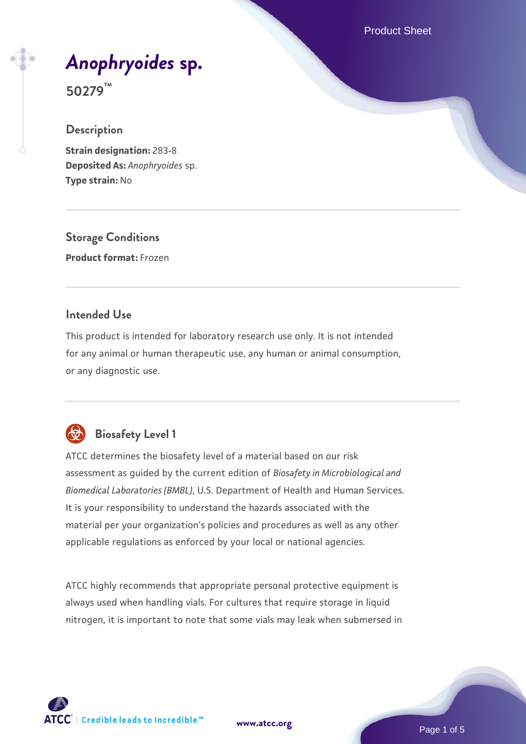# *Anophryoides* sp.

**50279™**

## Description

**Strain designation:** 283-8
**Deposited As:** *Anophryoides* sp.
**Type strain:** No

## Storage Conditions

**Product format:** Frozen

## Intended Use

This product is intended for laboratory research use only. It is not intended for any animal or human therapeutic use, any human or animal consumption, or any diagnostic use.

## Biosafety Level 1

ATCC determines the biosafety level of a material based on our risk assessment as guided by the current edition of *Biosafety in Microbiological and Biomedical Laboratories (BMBL)*, U.S. Department of Health and Human Services. It is your responsibility to understand the hazards associated with the material per your organization's policies and procedures as well as any other applicable regulations as enforced by your local or national agencies.

ATCC highly recommends that appropriate personal protective equipment is always used when handling vials. For cultures that require storage in liquid nitrogen, it is important to note that some vials may leak when submersed in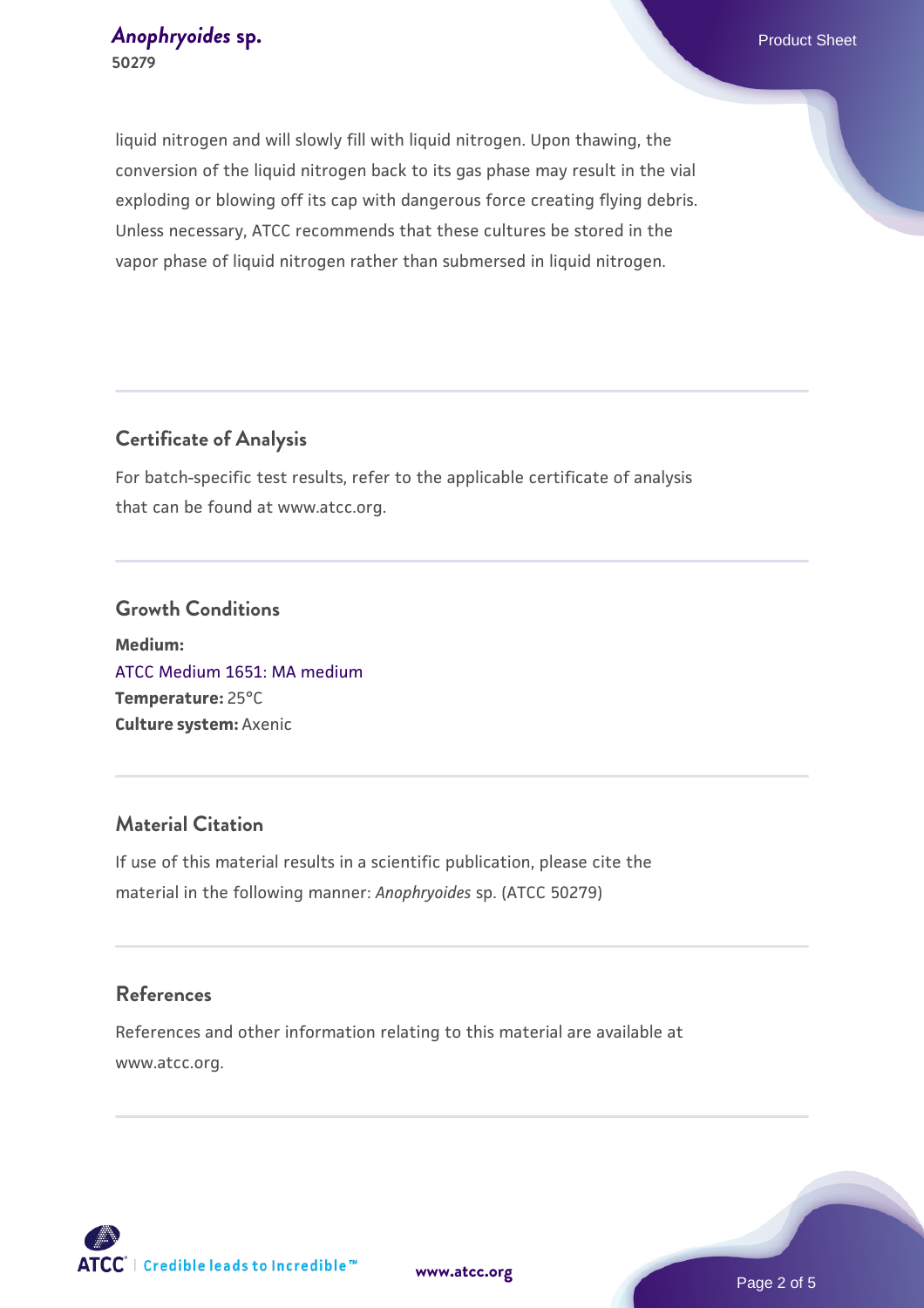liquid nitrogen and will slowly fill with liquid nitrogen. Upon thawing, the conversion of the liquid nitrogen back to its gas phase may result in the vial exploding or blowing off its cap with dangerous force creating flying debris. Unless necessary, ATCC recommends that these cultures be stored in the vapor phase of liquid nitrogen rather than submersed in liquid nitrogen.

## Certificate of Analysis

For batch-specific test results, refer to the applicable certificate of analysis that can be found at www.atcc.org.

## Growth Conditions

**Medium:**
ATCC Medium 1651: MA medium
**Temperature:** 25°C
**Culture system:** Axenic

## Material Citation

If use of this material results in a scientific publication, please cite the material in the following manner: *Anophryoides* sp. (ATCC 50279)

## References

References and other information relating to this material are available at www.atcc.org.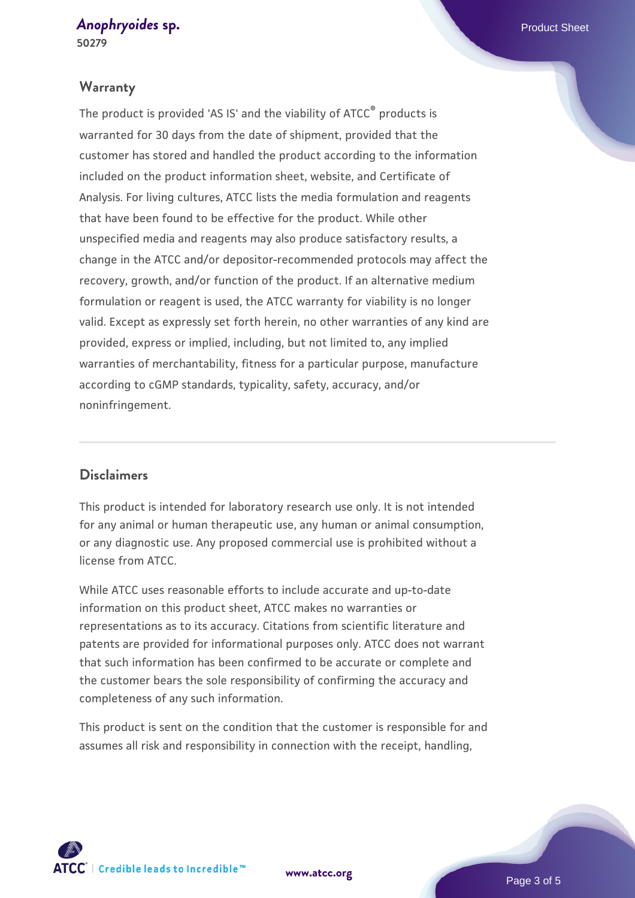## Warranty

The product is provided 'AS IS' and the viability of ATCC® products is warranted for 30 days from the date of shipment, provided that the customer has stored and handled the product according to the information included on the product information sheet, website, and Certificate of Analysis. For living cultures, ATCC lists the media formulation and reagents that have been found to be effective for the product. While other unspecified media and reagents may also produce satisfactory results, a change in the ATCC and/or depositor-recommended protocols may affect the recovery, growth, and/or function of the product. If an alternative medium formulation or reagent is used, the ATCC warranty for viability is no longer valid. Except as expressly set forth herein, no other warranties of any kind are provided, express or implied, including, but not limited to, any implied warranties of merchantability, fitness for a particular purpose, manufacture according to cGMP standards, typicality, safety, accuracy, and/or noninfringement.

## Disclaimers

This product is intended for laboratory research use only. It is not intended for any animal or human therapeutic use, any human or animal consumption, or any diagnostic use. Any proposed commercial use is prohibited without a license from ATCC.

While ATCC uses reasonable efforts to include accurate and up-to-date information on this product sheet, ATCC makes no warranties or representations as to its accuracy. Citations from scientific literature and patents are provided for informational purposes only. ATCC does not warrant that such information has been confirmed to be accurate or complete and the customer bears the sole responsibility of confirming the accuracy and completeness of any such information.

This product is sent on the condition that the customer is responsible for and assumes all risk and responsibility in connection with the receipt, handling,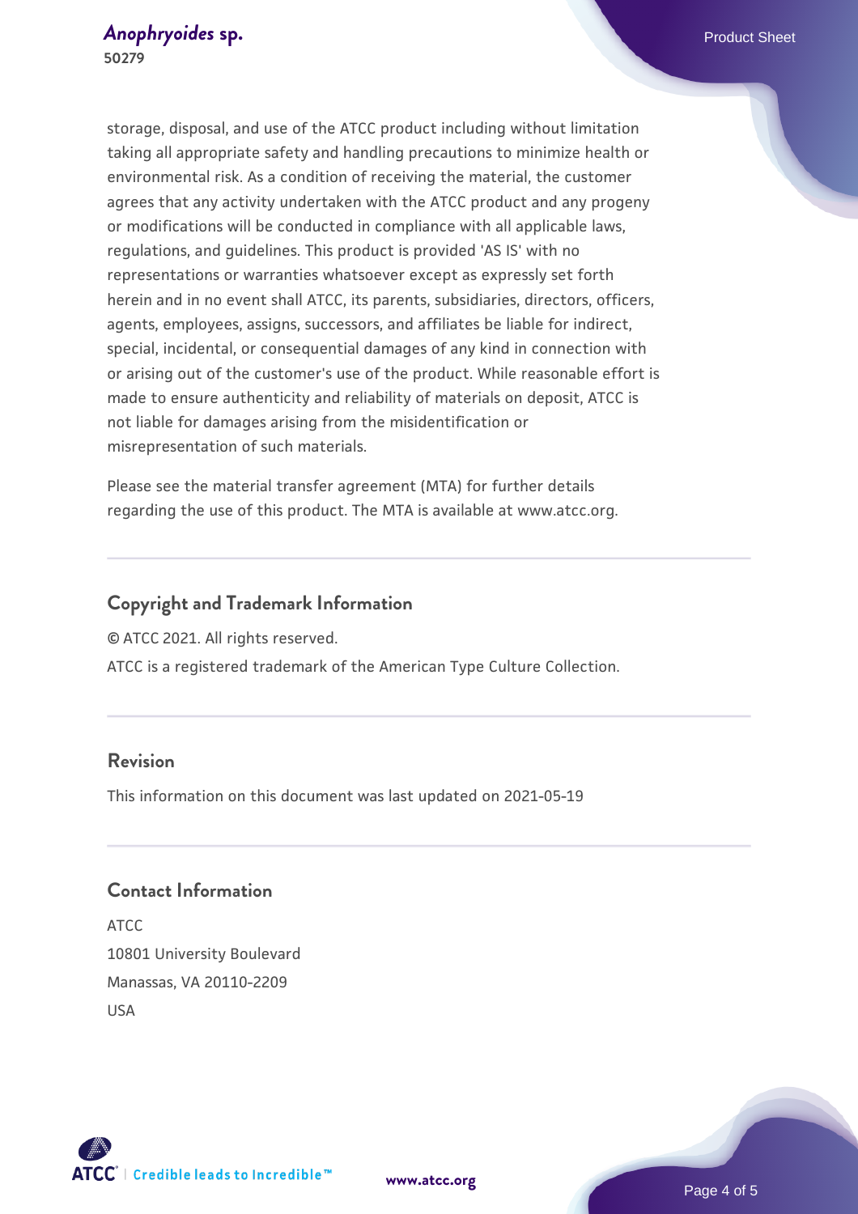storage, disposal, and use of the ATCC product including without limitation taking all appropriate safety and handling precautions to minimize health or environmental risk. As a condition of receiving the material, the customer agrees that any activity undertaken with the ATCC product and any progeny or modifications will be conducted in compliance with all applicable laws, regulations, and guidelines. This product is provided 'AS IS' with no representations or warranties whatsoever except as expressly set forth herein and in no event shall ATCC, its parents, subsidiaries, directors, officers, agents, employees, assigns, successors, and affiliates be liable for indirect, special, incidental, or consequential damages of any kind in connection with or arising out of the customer's use of the product. While reasonable effort is made to ensure authenticity and reliability of materials on deposit, ATCC is not liable for damages arising from the misidentification or misrepresentation of such materials.

Please see the material transfer agreement (MTA) for further details regarding the use of this product. The MTA is available at www.atcc.org.

## Copyright and Trademark Information

© ATCC 2021. All rights reserved.

ATCC is a registered trademark of the American Type Culture Collection.

## Revision

This information on this document was last updated on 2021-05-19

## Contact Information

ATCC
10801 University Boulevard
Manassas, VA 20110-2209
USA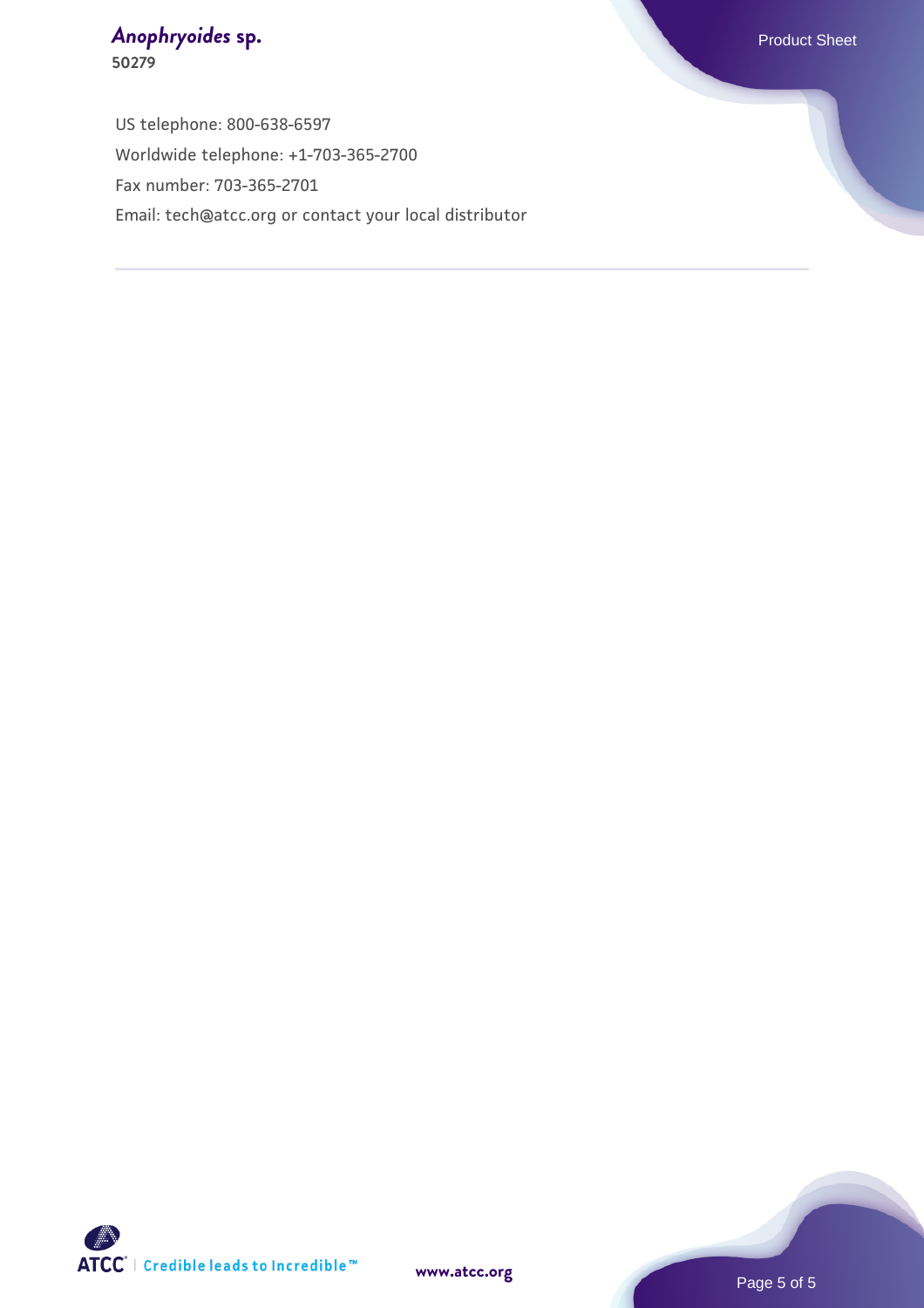US telephone: 800-638-6597

Worldwide telephone: +1-703-365-2700

Fax number: 703-365-2701

Email: tech@atcc.org or contact your local distributor